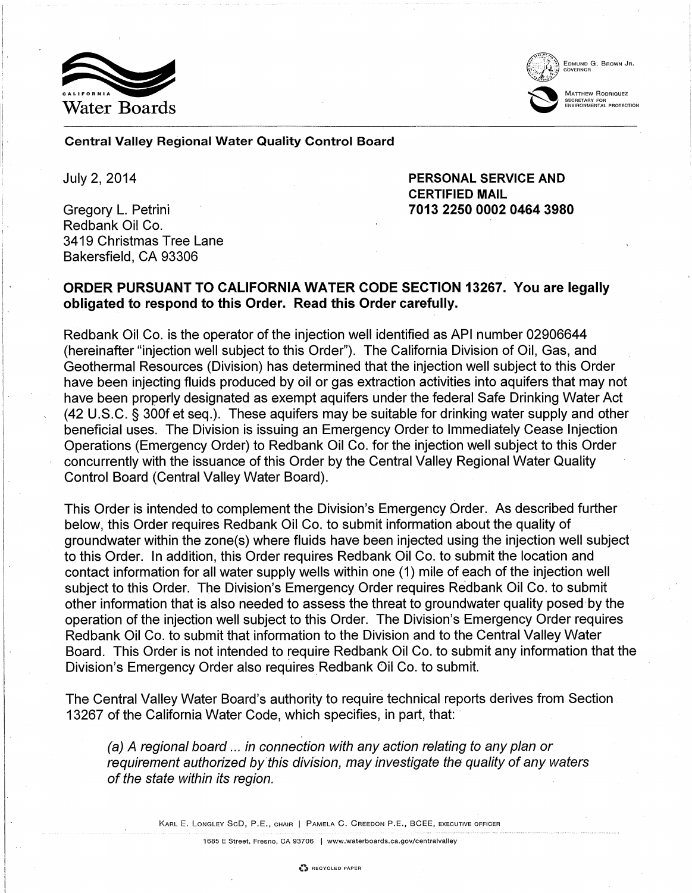California Water Boards

EDMUND G. BROWN JR.
GOVERNOR

MATTHEW RODRIQUEZ
SECRETARY FOR
ENVIRONMENTAL PROTECTION

**Central Valley Regional Water Quality Control Board**

July 2, 2014

**PERSONAL SERVICE AND CERTIFIED MAIL 7013 2250 0002 0464 3980**

Gregory L. Petrini
Redbank Oil Co.
3419 Christmas Tree Lane
Bakersfield, CA 93306

**ORDER PURSUANT TO CALIFORNIA WATER CODE SECTION 13267. You are legally obligated to respond to this Order. Read this Order carefully.**

Redbank Oil Co. is the operator of the injection well identified as API number 02906644 (hereinafter "injection well subject to this Order"). The California Division of Oil, Gas, and Geothermal Resources (Division) has determined that the injection well subject to this Order have been injecting fluids produced by oil or gas extraction activities into aquifers that may not have been properly designated as exempt aquifers under the federal Safe Drinking Water Act (42 U.S.C. § 300f et seq.). These aquifers may be suitable for drinking water supply and other beneficial uses. The Division is issuing an Emergency Order to Immediately Cease Injection Operations (Emergency Order) to Redbank Oil Co. for the injection well subject to this Order concurrently with the issuance of this Order by the Central Valley Regional Water Quality Control Board (Central Valley Water Board).

This Order is intended to complement the Division's Emergency Order. As described further below, this Order requires Redbank Oil Co. to submit information about the quality of groundwater within the zone(s) where fluids have been injected using the injection well subject to this Order. In addition, this Order requires Redbank Oil Co. to submit the location and contact information for all water supply wells within one (1) mile of each of the injection well subject to this Order. The Division's Emergency Order requires Redbank Oil Co. to submit other information that is also needed to assess the threat to groundwater quality posed by the operation of the injection well subject to this Order. The Division's Emergency Order requires Redbank Oil Co. to submit that information to the Division and to the Central Valley Water Board. This Order is not intended to require Redbank Oil Co. to submit any information that the Division's Emergency Order also requires Redbank Oil Co. to submit.

The Central Valley Water Board's authority to require technical reports derives from Section 13267 of the California Water Code, which specifies, in part, that:

> *(a) A regional board ... in connection with any action relating to any plan or requirement authorized by this division, may investigate the quality of any waters of the state within its region.*

KARL E. LONGLEY ScD, P.E., CHAIR | PAMELA C. CREEDON P.E., BCEE, EXECUTIVE OFFICER

1685 E Street, Fresno, CA 93706 | www.waterboards.ca.gov/centralvalley

RECYCLED PAPER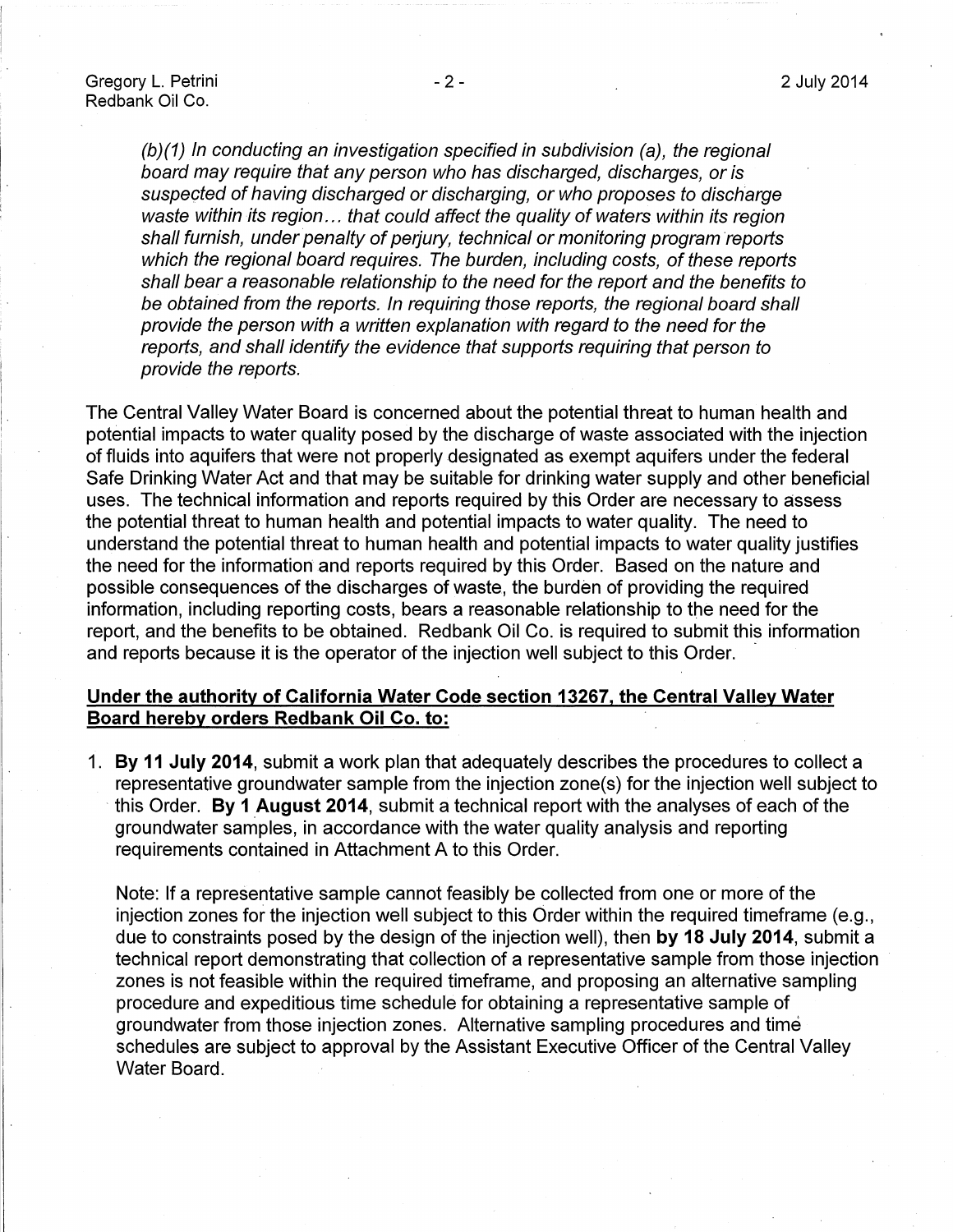*(b)(1) In conducting an investigation specified in subdivision (a), the regional board may require that any person who has discharged, discharges, or is suspected of having discharged or discharging, or who proposes to discharge waste within its region... that could affect the quality of waters within its region shall furnish, under penalty of perjury, technical or monitoring program reports which the regional board requires. The burden, including costs, of these reports shall bear a reasonable relationship to the need for the report and the benefits to be obtained from the reports. In requiring those reports, the regional board shall provide the person with a written explanation with regard to the need for the reports, and shall identify the evidence that supports requiring that person to provide the reports.*

The Central Valley Water Board is concerned about the potential threat to human health and potential impacts to water quality posed by the discharge of waste associated with the injection of fluids into aquifers that were not properly designated as exempt aquifers under the federal Safe Drinking Water Act and that may be suitable for drinking water supply and other beneficial uses. The technical information and reports required by this Order are necessary to assess the potential threat to human health and potential impacts to water quality. The need to understand the potential threat to human health and potential impacts to water quality justifies the need for the information and reports required by this Order. Based on the nature and possible consequences of the discharges of waste, the burden of providing the required information, including reporting costs, bears a reasonable relationship to the need for the report, and the benefits to be obtained. Redbank Oil Co. is required to submit this information and reports because it is the operator of the injection well subject to this Order.

**Under the authority of California Water Code section 13267, the Central Valley Water Board hereby orders Redbank Oil Co. to:**

1. **By 11 July 2014**, submit a work plan that adequately describes the procedures to collect a representative groundwater sample from the injection zone(s) for the injection well subject to this Order. **By 1 August 2014**, submit a technical report with the analyses of each of the groundwater samples, in accordance with the water quality analysis and reporting requirements contained in Attachment A to this Order.

   Note: If a representative sample cannot feasibly be collected from one or more of the injection zones for the injection well subject to this Order within the required timeframe (e.g., due to constraints posed by the design of the injection well), then **by 18 July 2014**, submit a technical report demonstrating that collection of a representative sample from those injection zones is not feasible within the required timeframe, and proposing an alternative sampling procedure and expeditious time schedule for obtaining a representative sample of groundwater from those injection zones. Alternative sampling procedures and time schedules are subject to approval by the Assistant Executive Officer of the Central Valley Water Board.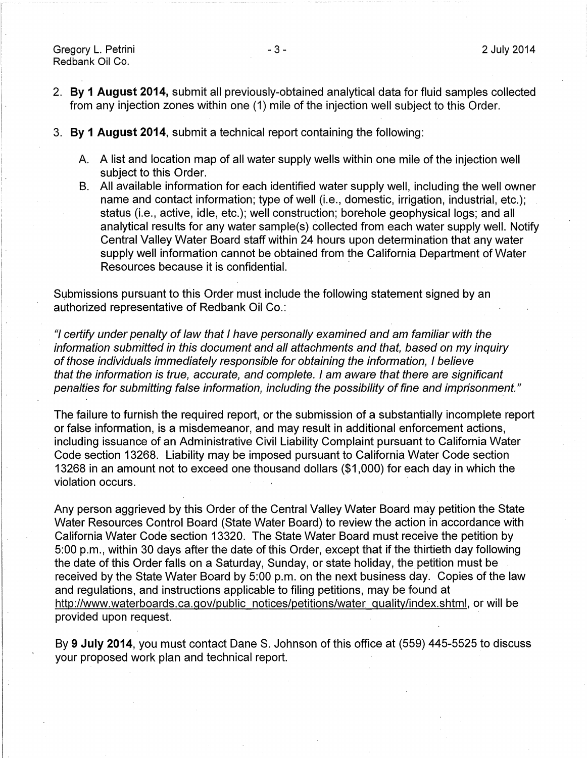2. **By 1 August 2014,** submit all previously-obtained analytical data for fluid samples collected from any injection zones within one (1) mile of the injection well subject to this Order.

3. **By 1 August 2014**, submit a technical report containing the following:

   A. A list and location map of all water supply wells within one mile of the injection well subject to this Order.

   B. All available information for each identified water supply well, including the well owner name and contact information; type of well (i.e., domestic, irrigation, industrial, etc.); status (i.e., active, idle, etc.); well construction; borehole geophysical logs; and all analytical results for any water sample(s) collected from each water supply well. Notify Central Valley Water Board staff within 24 hours upon determination that any water supply well information cannot be obtained from the California Department of Water Resources because it is confidential.

Submissions pursuant to this Order must include the following statement signed by an authorized representative of Redbank Oil Co.:

*"I certify under penalty of law that I have personally examined and am familiar with the information submitted in this document and all attachments and that, based on my inquiry of those individuals immediately responsible for obtaining the information, I believe that the information is true, accurate, and complete. I am aware that there are significant penalties for submitting false information, including the possibility of fine and imprisonment."*

The failure to furnish the required report, or the submission of a substantially incomplete report or false information, is a misdemeanor, and may result in additional enforcement actions, including issuance of an Administrative Civil Liability Complaint pursuant to California Water Code section 13268. Liability may be imposed pursuant to California Water Code section 13268 in an amount not to exceed one thousand dollars ($1,000) for each day in which the violation occurs.

Any person aggrieved by this Order of the Central Valley Water Board may petition the State Water Resources Control Board (State Water Board) to review the action in accordance with California Water Code section 13320. The State Water Board must receive the petition by 5:00 p.m., within 30 days after the date of this Order, except that if the thirtieth day following the date of this Order falls on a Saturday, Sunday, or state holiday, the petition must be received by the State Water Board by 5:00 p.m. on the next business day. Copies of the law and regulations, and instructions applicable to filing petitions, may be found at http://www.waterboards.ca.gov/public_notices/petitions/water_quality/index.shtml, or will be provided upon request.

By **9 July 2014**, you must contact Dane S. Johnson of this office at (559) 445-5525 to discuss your proposed work plan and technical report.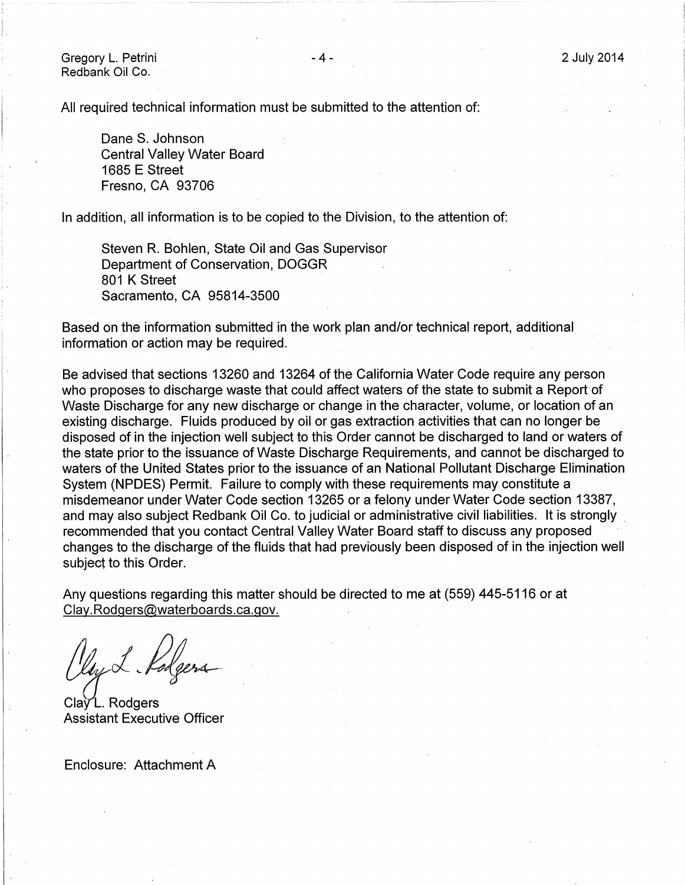All required technical information must be submitted to the attention of:

Dane S. Johnson
Central Valley Water Board
1685 E Street
Fresno, CA 93706

In addition, all information is to be copied to the Division, to the attention of:

Steven R. Bohlen, State Oil and Gas Supervisor
Department of Conservation, DOGGR
801 K Street
Sacramento, CA 95814-3500

Based on the information submitted in the work plan and/or technical report, additional information or action may be required.

Be advised that sections 13260 and 13264 of the California Water Code require any person who proposes to discharge waste that could affect waters of the state to submit a Report of Waste Discharge for any new discharge or change in the character, volume, or location of an existing discharge. Fluids produced by oil or gas extraction activities that can no longer be disposed of in the injection well subject to this Order cannot be discharged to land or waters of the state prior to the issuance of Waste Discharge Requirements, and cannot be discharged to waters of the United States prior to the issuance of an National Pollutant Discharge Elimination System (NPDES) Permit. Failure to comply with these requirements may constitute a misdemeanor under Water Code section 13265 or a felony under Water Code section 13387, and may also subject Redbank Oil Co. to judicial or administrative civil liabilities. It is strongly recommended that you contact Central Valley Water Board staff to discuss any proposed changes to the discharge of the fluids that had previously been disposed of in the injection well subject to this Order.

Any questions regarding this matter should be directed to me at (559) 445-5116 or at Clay.Rodgers@waterboards.ca.gov.

Clay L. Rodgers
Assistant Executive Officer

Enclosure: Attachment A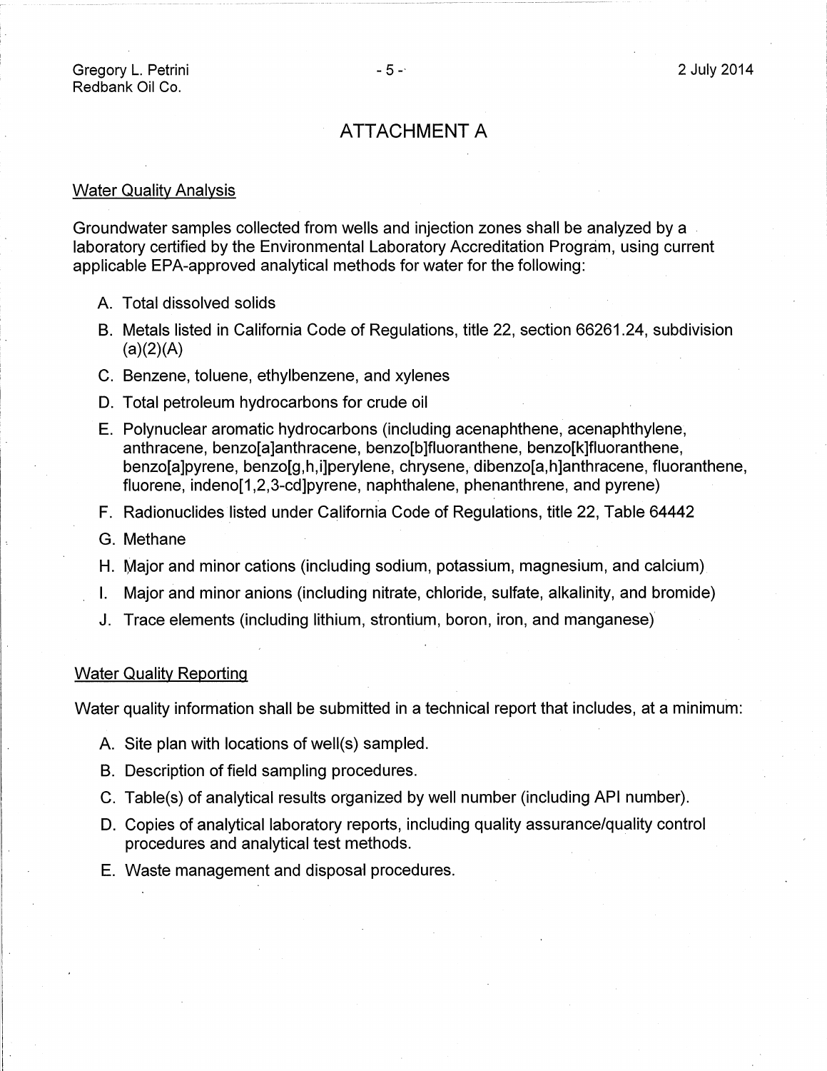# ATTACHMENT A

## Water Quality Analysis

Groundwater samples collected from wells and injection zones shall be analyzed by a laboratory certified by the Environmental Laboratory Accreditation Program, using current applicable EPA-approved analytical methods for water for the following:

A. Total dissolved solids
B. Metals listed in California Code of Regulations, title 22, section 66261.24, subdivision (a)(2)(A)
C. Benzene, toluene, ethylbenzene, and xylenes
D. Total petroleum hydrocarbons for crude oil
E. Polynuclear aromatic hydrocarbons (including acenaphthene, acenaphthylene, anthracene, benzo[a]anthracene, benzo[b]fluoranthene, benzo[k]fluoranthene, benzo[a]pyrene, benzo[g,h,i]perylene, chrysene, dibenzo[a,h]anthracene, fluoranthene, fluorene, indeno[1,2,3-cd]pyrene, naphthalene, phenanthrene, and pyrene)
F. Radionuclides listed under California Code of Regulations, title 22, Table 64442
G. Methane
H. Major and minor cations (including sodium, potassium, magnesium, and calcium)
I. Major and minor anions (including nitrate, chloride, sulfate, alkalinity, and bromide)
J. Trace elements (including lithium, strontium, boron, iron, and manganese)

## Water Quality Reporting

Water quality information shall be submitted in a technical report that includes, at a minimum:

A. Site plan with locations of well(s) sampled.
B. Description of field sampling procedures.
C. Table(s) of analytical results organized by well number (including API number).
D. Copies of analytical laboratory reports, including quality assurance/quality control procedures and analytical test methods.
E. Waste management and disposal procedures.